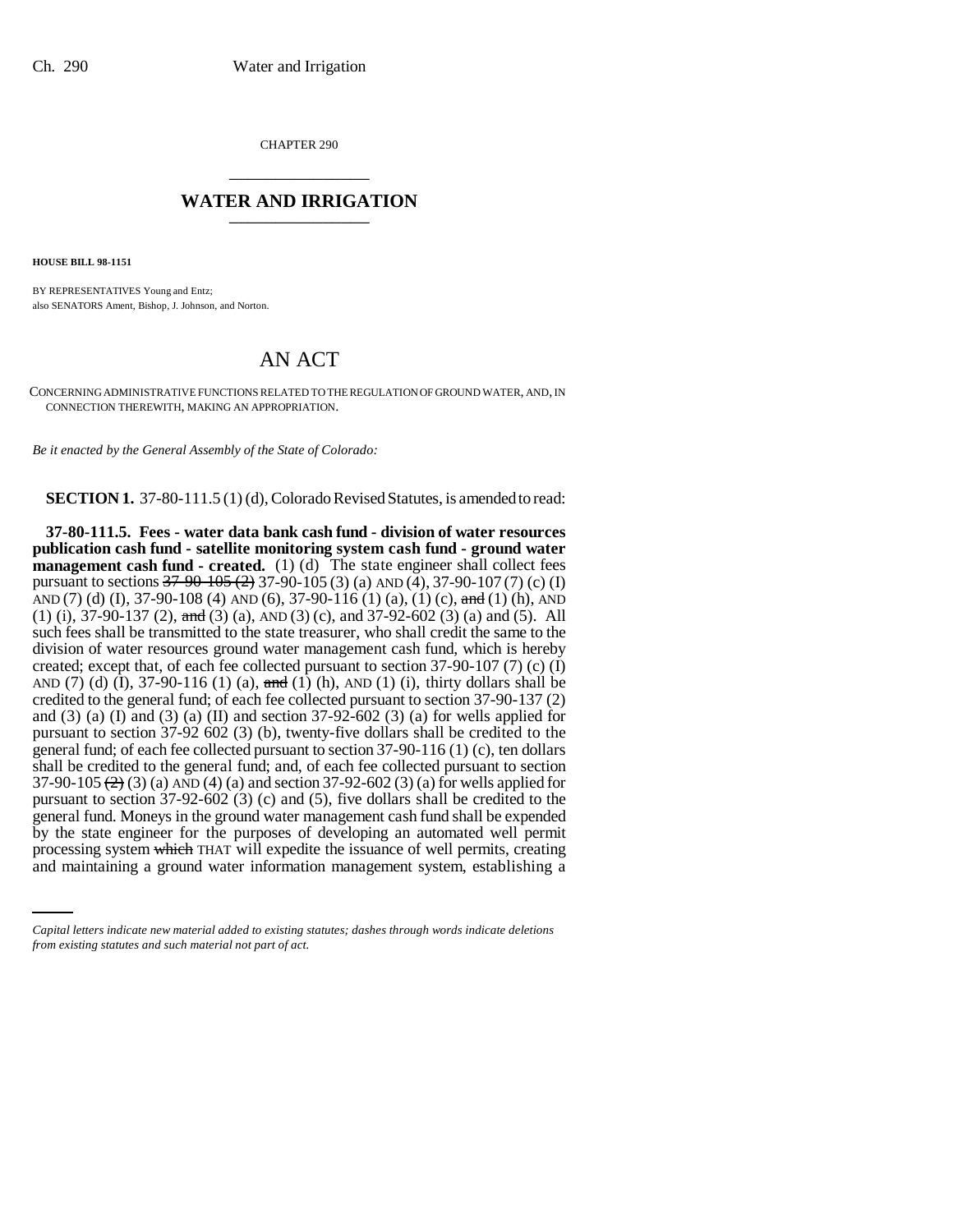CHAPTER 290

# WATER AND IRRIGATION

**HOUSE BILL 98-1151**

BY REPRESENTATIVES Young and Entz;
also SENATORS Ament, Bishop, J. Johnson, and Norton.

# AN ACT

CONCERNING ADMINISTRATIVE FUNCTIONS RELATED TO THE REGULATION OF GROUND WATER, AND, IN CONNECTION THEREWITH, MAKING AN APPROPRIATION.

*Be it enacted by the General Assembly of the State of Colorado:*

**SECTION 1.** 37-80-111.5 (1) (d), Colorado Revised Statutes, is amended to read:

**37-80-111.5. Fees - water data bank cash fund - division of water resources publication cash fund - satellite monitoring system cash fund - ground water management cash fund - created.** (1) (d) The state engineer shall collect fees pursuant to sections ~~37-90-105 (2)~~ 37-90-105 (3) (a) AND (4), 37-90-107 (7) (c) (I) AND (7) (d) (I), 37-90-108 (4) AND (6), 37-90-116 (1) (a), (1) (c), ~~and~~ (1) (h), AND (1) (i), 37-90-137 (2), ~~and~~ (3) (a), AND (3) (c), and 37-92-602 (3) (a) and (5). All such fees shall be transmitted to the state treasurer, who shall credit the same to the division of water resources ground water management cash fund, which is hereby created; except that, of each fee collected pursuant to section 37-90-107 (7) (c) (I) AND (7) (d) (I), 37-90-116 (1) (a), ~~and~~ (1) (h), AND (1) (i), thirty dollars shall be credited to the general fund; of each fee collected pursuant to section 37-90-137 (2) and (3) (a) (I) and (3) (a) (II) and section 37-92-602 (3) (a) for wells applied for pursuant to section 37-92 602 (3) (b), twenty-five dollars shall be credited to the general fund; of each fee collected pursuant to section 37-90-116 (1) (c), ten dollars shall be credited to the general fund; and, of each fee collected pursuant to section 37-90-105 ~~(2)~~ (3) (a) AND (4) (a) and section 37-92-602 (3) (a) for wells applied for pursuant to section 37-92-602 (3) (c) and (5), five dollars shall be credited to the general fund. Moneys in the ground water management cash fund shall be expended by the state engineer for the purposes of developing an automated well permit processing system ~~which~~ THAT will expedite the issuance of well permits, creating and maintaining a ground water information management system, establishing a

*Capital letters indicate new material added to existing statutes; dashes through words indicate deletions from existing statutes and such material not part of act.*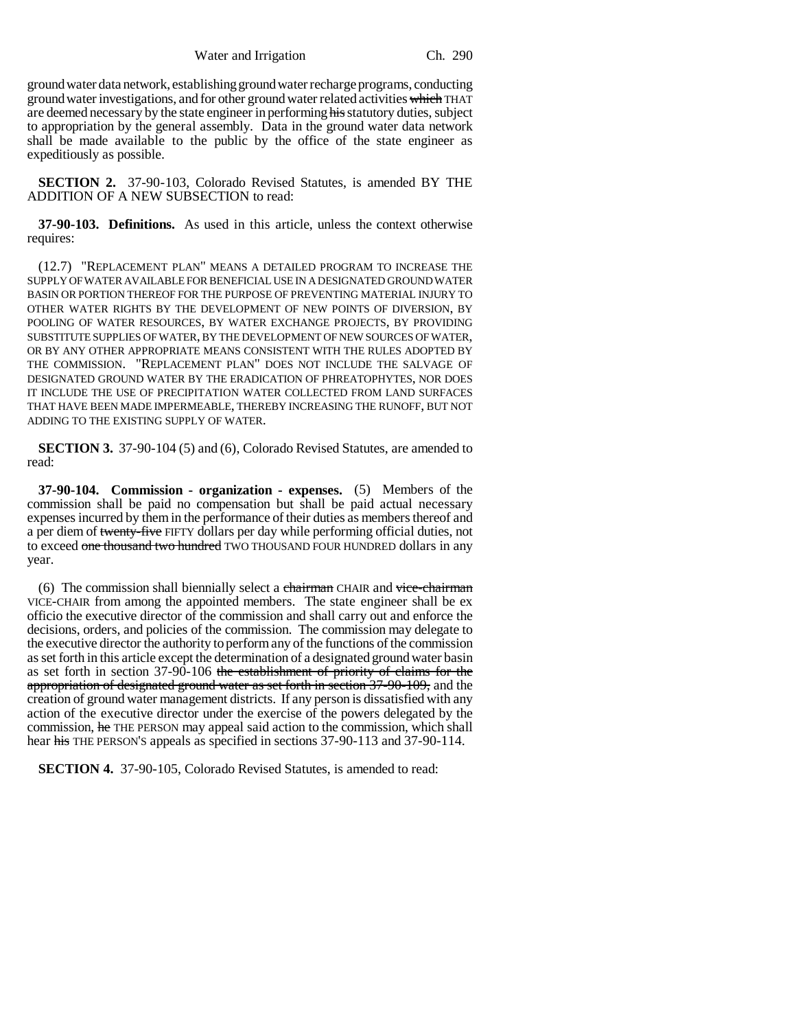ground water data network, establishing ground water recharge programs, conducting ground water investigations, and for other ground water related activities ~~which~~ THAT are deemed necessary by the state engineer in performing ~~his~~ statutory duties, subject to appropriation by the general assembly. Data in the ground water data network shall be made available to the public by the office of the state engineer as expeditiously as possible.

**SECTION 2.** 37-90-103, Colorado Revised Statutes, is amended BY THE ADDITION OF A NEW SUBSECTION to read:

**37-90-103. Definitions.** As used in this article, unless the context otherwise requires:

(12.7) "REPLACEMENT PLAN" MEANS A DETAILED PROGRAM TO INCREASE THE SUPPLY OF WATER AVAILABLE FOR BENEFICIAL USE IN A DESIGNATED GROUND WATER BASIN OR PORTION THEREOF FOR THE PURPOSE OF PREVENTING MATERIAL INJURY TO OTHER WATER RIGHTS BY THE DEVELOPMENT OF NEW POINTS OF DIVERSION, BY POOLING OF WATER RESOURCES, BY WATER EXCHANGE PROJECTS, BY PROVIDING SUBSTITUTE SUPPLIES OF WATER, BY THE DEVELOPMENT OF NEW SOURCES OF WATER, OR BY ANY OTHER APPROPRIATE MEANS CONSISTENT WITH THE RULES ADOPTED BY THE COMMISSION. "REPLACEMENT PLAN" DOES NOT INCLUDE THE SALVAGE OF DESIGNATED GROUND WATER BY THE ERADICATION OF PHREATOPHYTES, NOR DOES IT INCLUDE THE USE OF PRECIPITATION WATER COLLECTED FROM LAND SURFACES THAT HAVE BEEN MADE IMPERMEABLE, THEREBY INCREASING THE RUNOFF, BUT NOT ADDING TO THE EXISTING SUPPLY OF WATER.

**SECTION 3.** 37-90-104 (5) and (6), Colorado Revised Statutes, are amended to read:

**37-90-104. Commission - organization - expenses.** (5) Members of the commission shall be paid no compensation but shall be paid actual necessary expenses incurred by them in the performance of their duties as members thereof and a per diem of ~~twenty-five~~ FIFTY dollars per day while performing official duties, not to exceed ~~one thousand two hundred~~ TWO THOUSAND FOUR HUNDRED dollars in any year.

(6) The commission shall biennially select a ~~chairman~~ CHAIR and ~~vice-chairman~~ VICE-CHAIR from among the appointed members. The state engineer shall be ex officio the executive director of the commission and shall carry out and enforce the decisions, orders, and policies of the commission. The commission may delegate to the executive director the authority to perform any of the functions of the commission as set forth in this article except the determination of a designated ground water basin as set forth in section 37-90-106 ~~the establishment of priority of claims for the appropriation of designated ground water as set forth in section 37-90-109,~~ and the creation of ground water management districts. If any person is dissatisfied with any action of the executive director under the exercise of the powers delegated by the commission, ~~he~~ THE PERSON may appeal said action to the commission, which shall hear ~~his~~ THE PERSON'S appeals as specified in sections 37-90-113 and 37-90-114.

**SECTION 4.** 37-90-105, Colorado Revised Statutes, is amended to read: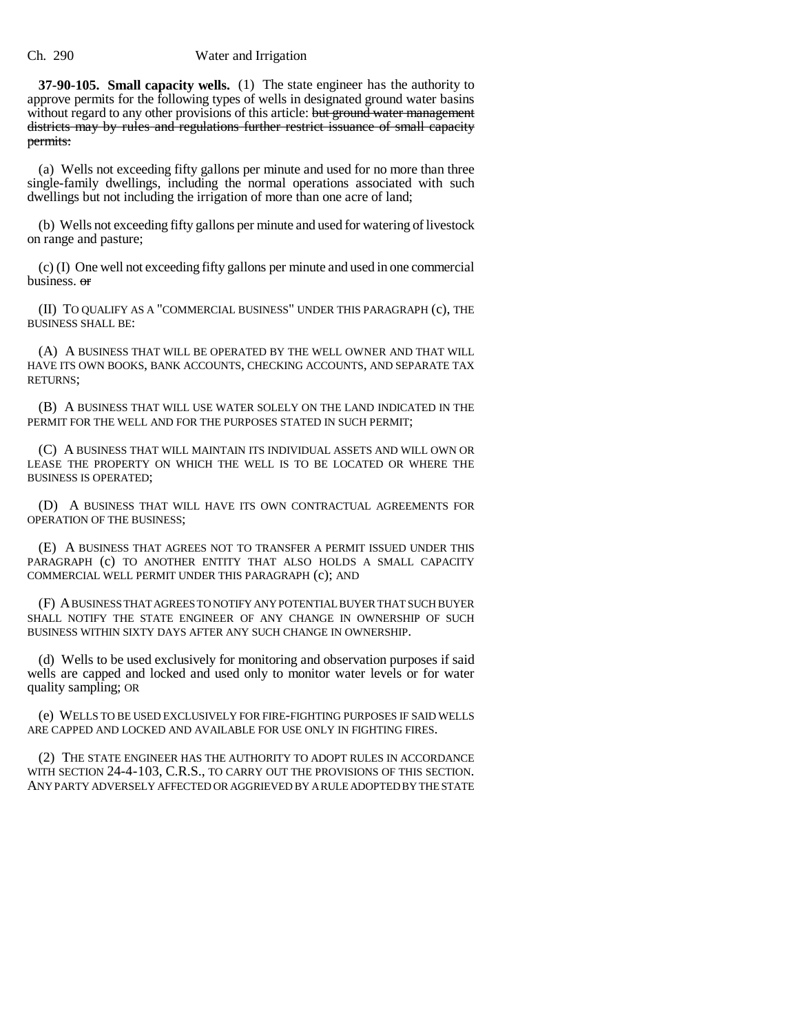**37-90-105. Small capacity wells.** (1) The state engineer has the authority to approve permits for the following types of wells in designated ground water basins without regard to any other provisions of this article: ~~but ground water management districts may by rules and regulations further restrict issuance of small capacity permits:~~

(a) Wells not exceeding fifty gallons per minute and used for no more than three single-family dwellings, including the normal operations associated with such dwellings but not including the irrigation of more than one acre of land;

(b) Wells not exceeding fifty gallons per minute and used for watering of livestock on range and pasture;

(c) (I) One well not exceeding fifty gallons per minute and used in one commercial business. ~~or~~

(II) TO QUALIFY AS A "COMMERCIAL BUSINESS" UNDER THIS PARAGRAPH (c), THE BUSINESS SHALL BE:

(A) A BUSINESS THAT WILL BE OPERATED BY THE WELL OWNER AND THAT WILL HAVE ITS OWN BOOKS, BANK ACCOUNTS, CHECKING ACCOUNTS, AND SEPARATE TAX RETURNS;

(B) A BUSINESS THAT WILL USE WATER SOLELY ON THE LAND INDICATED IN THE PERMIT FOR THE WELL AND FOR THE PURPOSES STATED IN SUCH PERMIT;

(C) A BUSINESS THAT WILL MAINTAIN ITS INDIVIDUAL ASSETS AND WILL OWN OR LEASE THE PROPERTY ON WHICH THE WELL IS TO BE LOCATED OR WHERE THE BUSINESS IS OPERATED;

(D) A BUSINESS THAT WILL HAVE ITS OWN CONTRACTUAL AGREEMENTS FOR OPERATION OF THE BUSINESS;

(E) A BUSINESS THAT AGREES NOT TO TRANSFER A PERMIT ISSUED UNDER THIS PARAGRAPH (c) TO ANOTHER ENTITY THAT ALSO HOLDS A SMALL CAPACITY COMMERCIAL WELL PERMIT UNDER THIS PARAGRAPH (c); AND

(F) A BUSINESS THAT AGREES TO NOTIFY ANY POTENTIAL BUYER THAT SUCH BUYER SHALL NOTIFY THE STATE ENGINEER OF ANY CHANGE IN OWNERSHIP OF SUCH BUSINESS WITHIN SIXTY DAYS AFTER ANY SUCH CHANGE IN OWNERSHIP.

(d) Wells to be used exclusively for monitoring and observation purposes if said wells are capped and locked and used only to monitor water levels or for water quality sampling; OR

(e) WELLS TO BE USED EXCLUSIVELY FOR FIRE-FIGHTING PURPOSES IF SAID WELLS ARE CAPPED AND LOCKED AND AVAILABLE FOR USE ONLY IN FIGHTING FIRES.

(2) THE STATE ENGINEER HAS THE AUTHORITY TO ADOPT RULES IN ACCORDANCE WITH SECTION 24-4-103, C.R.S., TO CARRY OUT THE PROVISIONS OF THIS SECTION. ANY PARTY ADVERSELY AFFECTED OR AGGRIEVED BY A RULE ADOPTED BY THE STATE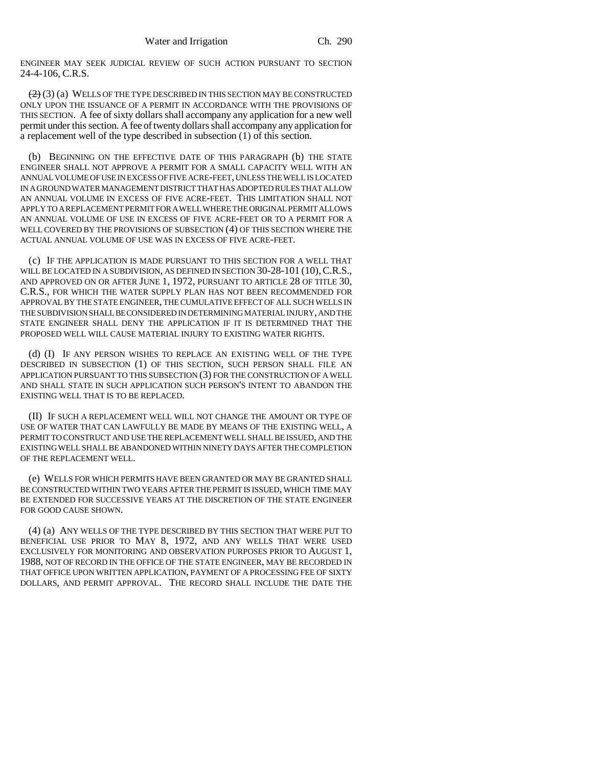ENGINEER MAY SEEK JUDICIAL REVIEW OF SUCH ACTION PURSUANT TO SECTION 24-4-106, C.R.S.

~~(2)~~ (3) (a) WELLS OF THE TYPE DESCRIBED IN THIS SECTION MAY BE CONSTRUCTED ONLY UPON THE ISSUANCE OF A PERMIT IN ACCORDANCE WITH THE PROVISIONS OF THIS SECTION. A fee of sixty dollars shall accompany any application for a new well permit under this section. A fee of twenty dollars shall accompany any application for a replacement well of the type described in subsection (1) of this section.

(b) BEGINNING ON THE EFFECTIVE DATE OF THIS PARAGRAPH (b) THE STATE ENGINEER SHALL NOT APPROVE A PERMIT FOR A SMALL CAPACITY WELL WITH AN ANNUAL VOLUME OF USE IN EXCESS OF FIVE ACRE-FEET, UNLESS THE WELL IS LOCATED IN A GROUND WATER MANAGEMENT DISTRICT THAT HAS ADOPTED RULES THAT ALLOW AN ANNUAL VOLUME IN EXCESS OF FIVE ACRE-FEET. THIS LIMITATION SHALL NOT APPLY TO A REPLACEMENT PERMIT FOR A WELL WHERE THE ORIGINAL PERMIT ALLOWS AN ANNUAL VOLUME OF USE IN EXCESS OF FIVE ACRE-FEET OR TO A PERMIT FOR A WELL COVERED BY THE PROVISIONS OF SUBSECTION (4) OF THIS SECTION WHERE THE ACTUAL ANNUAL VOLUME OF USE WAS IN EXCESS OF FIVE ACRE-FEET.

(c) IF THE APPLICATION IS MADE PURSUANT TO THIS SECTION FOR A WELL THAT WILL BE LOCATED IN A SUBDIVISION, AS DEFINED IN SECTION 30-28-101 (10), C.R.S., AND APPROVED ON OR AFTER JUNE 1, 1972, PURSUANT TO ARTICLE 28 OF TITLE 30, C.R.S., FOR WHICH THE WATER SUPPLY PLAN HAS NOT BEEN RECOMMENDED FOR APPROVAL BY THE STATE ENGINEER, THE CUMULATIVE EFFECT OF ALL SUCH WELLS IN THE SUBDIVISION SHALL BE CONSIDERED IN DETERMINING MATERIAL INJURY, AND THE STATE ENGINEER SHALL DENY THE APPLICATION IF IT IS DETERMINED THAT THE PROPOSED WELL WILL CAUSE MATERIAL INJURY TO EXISTING WATER RIGHTS.

(d) (I) IF ANY PERSON WISHES TO REPLACE AN EXISTING WELL OF THE TYPE DESCRIBED IN SUBSECTION (1) OF THIS SECTION, SUCH PERSON SHALL FILE AN APPLICATION PURSUANT TO THIS SUBSECTION (3) FOR THE CONSTRUCTION OF A WELL AND SHALL STATE IN SUCH APPLICATION SUCH PERSON'S INTENT TO ABANDON THE EXISTING WELL THAT IS TO BE REPLACED.

(II) IF SUCH A REPLACEMENT WELL WILL NOT CHANGE THE AMOUNT OR TYPE OF USE OF WATER THAT CAN LAWFULLY BE MADE BY MEANS OF THE EXISTING WELL, A PERMIT TO CONSTRUCT AND USE THE REPLACEMENT WELL SHALL BE ISSUED, AND THE EXISTING WELL SHALL BE ABANDONED WITHIN NINETY DAYS AFTER THE COMPLETION OF THE REPLACEMENT WELL.

(e) WELLS FOR WHICH PERMITS HAVE BEEN GRANTED OR MAY BE GRANTED SHALL BE CONSTRUCTED WITHIN TWO YEARS AFTER THE PERMIT IS ISSUED, WHICH TIME MAY BE EXTENDED FOR SUCCESSIVE YEARS AT THE DISCRETION OF THE STATE ENGINEER FOR GOOD CAUSE SHOWN.

(4) (a) ANY WELLS OF THE TYPE DESCRIBED BY THIS SECTION THAT WERE PUT TO BENEFICIAL USE PRIOR TO MAY 8, 1972, AND ANY WELLS THAT WERE USED EXCLUSIVELY FOR MONITORING AND OBSERVATION PURPOSES PRIOR TO AUGUST 1, 1988, NOT OF RECORD IN THE OFFICE OF THE STATE ENGINEER, MAY BE RECORDED IN THAT OFFICE UPON WRITTEN APPLICATION, PAYMENT OF A PROCESSING FEE OF SIXTY DOLLARS, AND PERMIT APPROVAL. THE RECORD SHALL INCLUDE THE DATE THE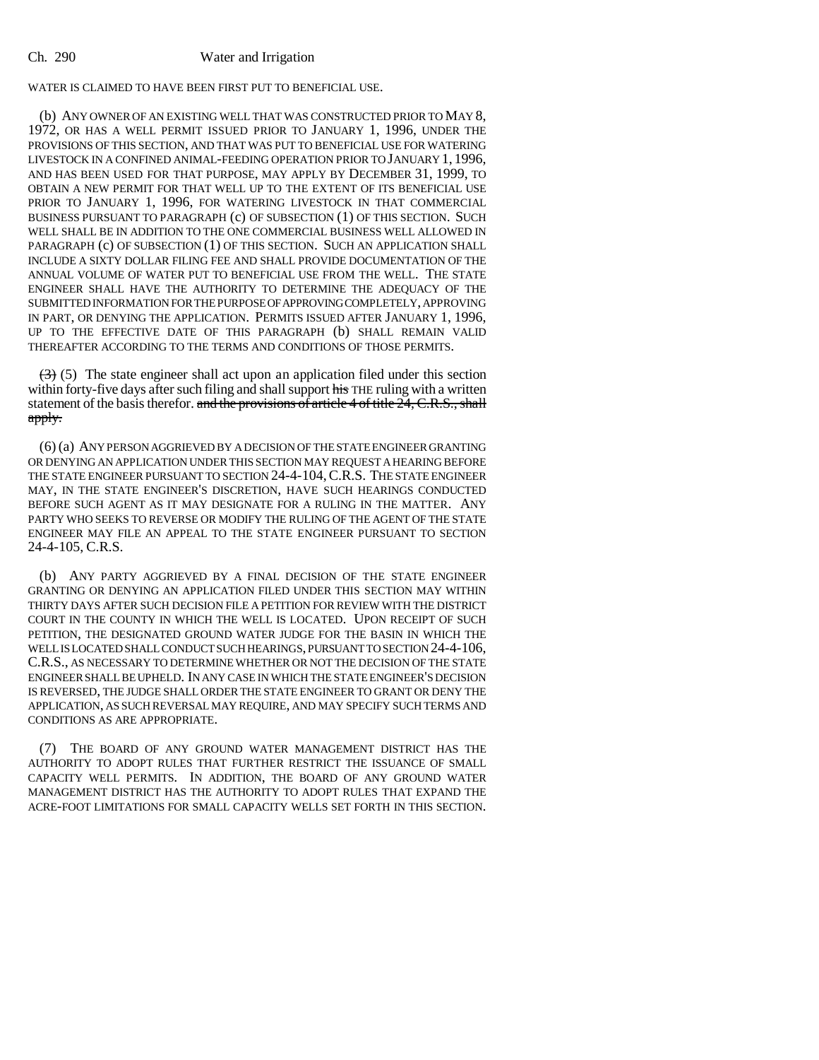WATER IS CLAIMED TO HAVE BEEN FIRST PUT TO BENEFICIAL USE.

(b) ANY OWNER OF AN EXISTING WELL THAT WAS CONSTRUCTED PRIOR TO MAY 8, 1972, OR HAS A WELL PERMIT ISSUED PRIOR TO JANUARY 1, 1996, UNDER THE PROVISIONS OF THIS SECTION, AND THAT WAS PUT TO BENEFICIAL USE FOR WATERING LIVESTOCK IN A CONFINED ANIMAL-FEEDING OPERATION PRIOR TO JANUARY 1, 1996, AND HAS BEEN USED FOR THAT PURPOSE, MAY APPLY BY DECEMBER 31, 1999, TO OBTAIN A NEW PERMIT FOR THAT WELL UP TO THE EXTENT OF ITS BENEFICIAL USE PRIOR TO JANUARY 1, 1996, FOR WATERING LIVESTOCK IN THAT COMMERCIAL BUSINESS PURSUANT TO PARAGRAPH (c) OF SUBSECTION (1) OF THIS SECTION. SUCH WELL SHALL BE IN ADDITION TO THE ONE COMMERCIAL BUSINESS WELL ALLOWED IN PARAGRAPH (c) OF SUBSECTION (1) OF THIS SECTION. SUCH AN APPLICATION SHALL INCLUDE A SIXTY DOLLAR FILING FEE AND SHALL PROVIDE DOCUMENTATION OF THE ANNUAL VOLUME OF WATER PUT TO BENEFICIAL USE FROM THE WELL. THE STATE ENGINEER SHALL HAVE THE AUTHORITY TO DETERMINE THE ADEQUACY OF THE SUBMITTED INFORMATION FOR THE PURPOSE OF APPROVING COMPLETELY, APPROVING IN PART, OR DENYING THE APPLICATION. PERMITS ISSUED AFTER JANUARY 1, 1996, UP TO THE EFFECTIVE DATE OF THIS PARAGRAPH (b) SHALL REMAIN VALID THEREAFTER ACCORDING TO THE TERMS AND CONDITIONS OF THOSE PERMITS.

~~(3)~~ (5) The state engineer shall act upon an application filed under this section within forty-five days after such filing and shall support ~~his~~ THE ruling with a written statement of the basis therefor. ~~and the provisions of article 4 of title 24, C.R.S., shall apply.~~

(6) (a) ANY PERSON AGGRIEVED BY A DECISION OF THE STATE ENGINEER GRANTING OR DENYING AN APPLICATION UNDER THIS SECTION MAY REQUEST A HEARING BEFORE THE STATE ENGINEER PURSUANT TO SECTION 24-4-104, C.R.S. THE STATE ENGINEER MAY, IN THE STATE ENGINEER'S DISCRETION, HAVE SUCH HEARINGS CONDUCTED BEFORE SUCH AGENT AS IT MAY DESIGNATE FOR A RULING IN THE MATTER. ANY PARTY WHO SEEKS TO REVERSE OR MODIFY THE RULING OF THE AGENT OF THE STATE ENGINEER MAY FILE AN APPEAL TO THE STATE ENGINEER PURSUANT TO SECTION 24-4-105, C.R.S.

(b) ANY PARTY AGGRIEVED BY A FINAL DECISION OF THE STATE ENGINEER GRANTING OR DENYING AN APPLICATION FILED UNDER THIS SECTION MAY WITHIN THIRTY DAYS AFTER SUCH DECISION FILE A PETITION FOR REVIEW WITH THE DISTRICT COURT IN THE COUNTY IN WHICH THE WELL IS LOCATED. UPON RECEIPT OF SUCH PETITION, THE DESIGNATED GROUND WATER JUDGE FOR THE BASIN IN WHICH THE WELL IS LOCATED SHALL CONDUCT SUCH HEARINGS, PURSUANT TO SECTION 24-4-106, C.R.S., AS NECESSARY TO DETERMINE WHETHER OR NOT THE DECISION OF THE STATE ENGINEER SHALL BE UPHELD. IN ANY CASE IN WHICH THE STATE ENGINEER'S DECISION IS REVERSED, THE JUDGE SHALL ORDER THE STATE ENGINEER TO GRANT OR DENY THE APPLICATION, AS SUCH REVERSAL MAY REQUIRE, AND MAY SPECIFY SUCH TERMS AND CONDITIONS AS ARE APPROPRIATE.

(7) THE BOARD OF ANY GROUND WATER MANAGEMENT DISTRICT HAS THE AUTHORITY TO ADOPT RULES THAT FURTHER RESTRICT THE ISSUANCE OF SMALL CAPACITY WELL PERMITS. IN ADDITION, THE BOARD OF ANY GROUND WATER MANAGEMENT DISTRICT HAS THE AUTHORITY TO ADOPT RULES THAT EXPAND THE ACRE-FOOT LIMITATIONS FOR SMALL CAPACITY WELLS SET FORTH IN THIS SECTION.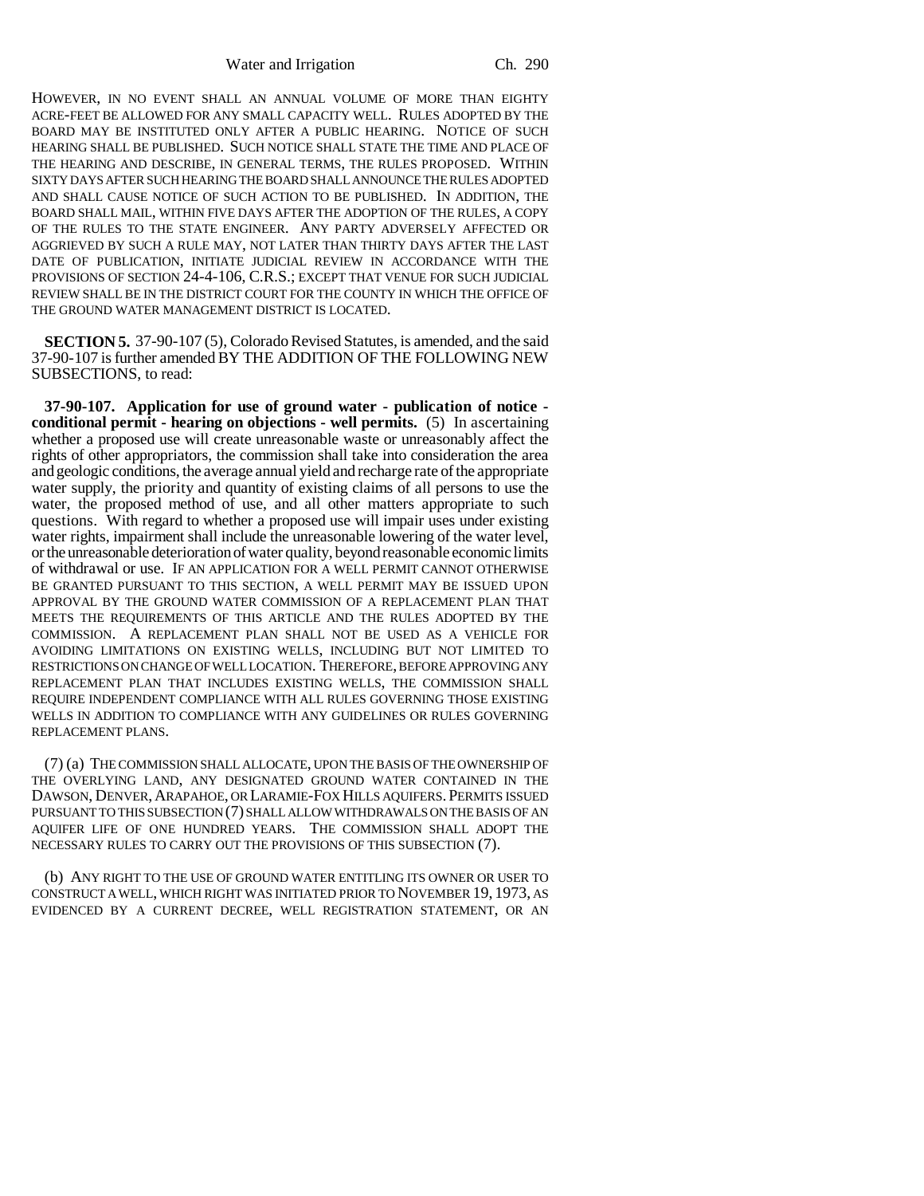HOWEVER, IN NO EVENT SHALL AN ANNUAL VOLUME OF MORE THAN EIGHTY ACRE-FEET BE ALLOWED FOR ANY SMALL CAPACITY WELL. RULES ADOPTED BY THE BOARD MAY BE INSTITUTED ONLY AFTER A PUBLIC HEARING. NOTICE OF SUCH HEARING SHALL BE PUBLISHED. SUCH NOTICE SHALL STATE THE TIME AND PLACE OF THE HEARING AND DESCRIBE, IN GENERAL TERMS, THE RULES PROPOSED. WITHIN SIXTY DAYS AFTER SUCH HEARING THE BOARD SHALL ANNOUNCE THE RULES ADOPTED AND SHALL CAUSE NOTICE OF SUCH ACTION TO BE PUBLISHED. IN ADDITION, THE BOARD SHALL MAIL, WITHIN FIVE DAYS AFTER THE ADOPTION OF THE RULES, A COPY OF THE RULES TO THE STATE ENGINEER. ANY PARTY ADVERSELY AFFECTED OR AGGRIEVED BY SUCH A RULE MAY, NOT LATER THAN THIRTY DAYS AFTER THE LAST DATE OF PUBLICATION, INITIATE JUDICIAL REVIEW IN ACCORDANCE WITH THE PROVISIONS OF SECTION 24-4-106, C.R.S.; EXCEPT THAT VENUE FOR SUCH JUDICIAL REVIEW SHALL BE IN THE DISTRICT COURT FOR THE COUNTY IN WHICH THE OFFICE OF THE GROUND WATER MANAGEMENT DISTRICT IS LOCATED.

**SECTION 5.** 37-90-107 (5), Colorado Revised Statutes, is amended, and the said 37-90-107 is further amended BY THE ADDITION OF THE FOLLOWING NEW SUBSECTIONS, to read:

**37-90-107. Application for use of ground water - publication of notice - conditional permit - hearing on objections - well permits.** (5) In ascertaining whether a proposed use will create unreasonable waste or unreasonably affect the rights of other appropriators, the commission shall take into consideration the area and geologic conditions, the average annual yield and recharge rate of the appropriate water supply, the priority and quantity of existing claims of all persons to use the water, the proposed method of use, and all other matters appropriate to such questions. With regard to whether a proposed use will impair uses under existing water rights, impairment shall include the unreasonable lowering of the water level, or the unreasonable deterioration of water quality, beyond reasonable economic limits of withdrawal or use. IF AN APPLICATION FOR A WELL PERMIT CANNOT OTHERWISE BE GRANTED PURSUANT TO THIS SECTION, A WELL PERMIT MAY BE ISSUED UPON APPROVAL BY THE GROUND WATER COMMISSION OF A REPLACEMENT PLAN THAT MEETS THE REQUIREMENTS OF THIS ARTICLE AND THE RULES ADOPTED BY THE COMMISSION. A REPLACEMENT PLAN SHALL NOT BE USED AS A VEHICLE FOR AVOIDING LIMITATIONS ON EXISTING WELLS, INCLUDING BUT NOT LIMITED TO RESTRICTIONS ON CHANGE OF WELL LOCATION. THEREFORE, BEFORE APPROVING ANY REPLACEMENT PLAN THAT INCLUDES EXISTING WELLS, THE COMMISSION SHALL REQUIRE INDEPENDENT COMPLIANCE WITH ALL RULES GOVERNING THOSE EXISTING WELLS IN ADDITION TO COMPLIANCE WITH ANY GUIDELINES OR RULES GOVERNING REPLACEMENT PLANS.

(7) (a) THE COMMISSION SHALL ALLOCATE, UPON THE BASIS OF THE OWNERSHIP OF THE OVERLYING LAND, ANY DESIGNATED GROUND WATER CONTAINED IN THE DAWSON, DENVER, ARAPAHOE, OR LARAMIE-FOX HILLS AQUIFERS. PERMITS ISSUED PURSUANT TO THIS SUBSECTION (7) SHALL ALLOW WITHDRAWALS ON THE BASIS OF AN AQUIFER LIFE OF ONE HUNDRED YEARS. THE COMMISSION SHALL ADOPT THE NECESSARY RULES TO CARRY OUT THE PROVISIONS OF THIS SUBSECTION (7).

(b) ANY RIGHT TO THE USE OF GROUND WATER ENTITLING ITS OWNER OR USER TO CONSTRUCT A WELL, WHICH RIGHT WAS INITIATED PRIOR TO NOVEMBER 19, 1973, AS EVIDENCED BY A CURRENT DECREE, WELL REGISTRATION STATEMENT, OR AN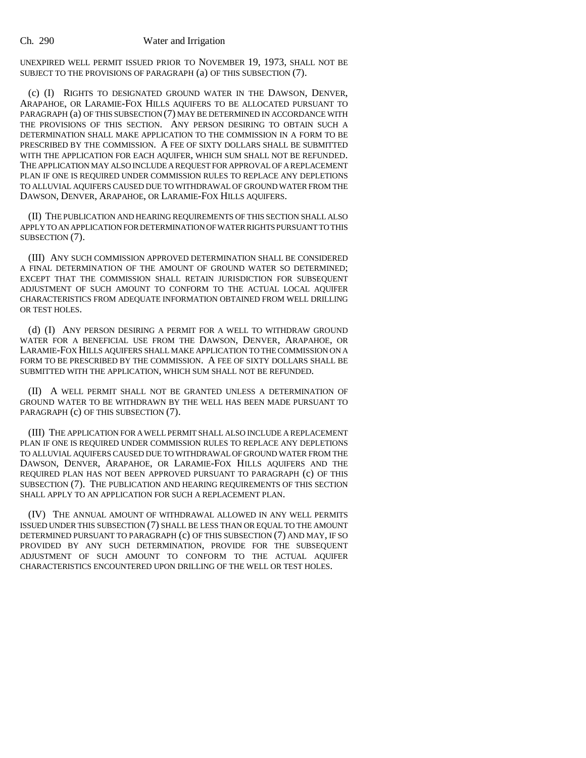UNEXPIRED WELL PERMIT ISSUED PRIOR TO NOVEMBER 19, 1973, SHALL NOT BE SUBJECT TO THE PROVISIONS OF PARAGRAPH (a) OF THIS SUBSECTION (7).

(c) (I) RIGHTS TO DESIGNATED GROUND WATER IN THE DAWSON, DENVER, ARAPAHOE, OR LARAMIE-FOX HILLS AQUIFERS TO BE ALLOCATED PURSUANT TO PARAGRAPH (a) OF THIS SUBSECTION (7) MAY BE DETERMINED IN ACCORDANCE WITH THE PROVISIONS OF THIS SECTION. ANY PERSON DESIRING TO OBTAIN SUCH A DETERMINATION SHALL MAKE APPLICATION TO THE COMMISSION IN A FORM TO BE PRESCRIBED BY THE COMMISSION. A FEE OF SIXTY DOLLARS SHALL BE SUBMITTED WITH THE APPLICATION FOR EACH AQUIFER, WHICH SUM SHALL NOT BE REFUNDED. THE APPLICATION MAY ALSO INCLUDE A REQUEST FOR APPROVAL OF A REPLACEMENT PLAN IF ONE IS REQUIRED UNDER COMMISSION RULES TO REPLACE ANY DEPLETIONS TO ALLUVIAL AQUIFERS CAUSED DUE TO WITHDRAWAL OF GROUND WATER FROM THE DAWSON, DENVER, ARAPAHOE, OR LARAMIE-FOX HILLS AQUIFERS.

(II) THE PUBLICATION AND HEARING REQUIREMENTS OF THIS SECTION SHALL ALSO APPLY TO AN APPLICATION FOR DETERMINATION OF WATER RIGHTS PURSUANT TO THIS SUBSECTION (7).

(III) ANY SUCH COMMISSION APPROVED DETERMINATION SHALL BE CONSIDERED A FINAL DETERMINATION OF THE AMOUNT OF GROUND WATER SO DETERMINED; EXCEPT THAT THE COMMISSION SHALL RETAIN JURISDICTION FOR SUBSEQUENT ADJUSTMENT OF SUCH AMOUNT TO CONFORM TO THE ACTUAL LOCAL AQUIFER CHARACTERISTICS FROM ADEQUATE INFORMATION OBTAINED FROM WELL DRILLING OR TEST HOLES.

(d) (I) ANY PERSON DESIRING A PERMIT FOR A WELL TO WITHDRAW GROUND WATER FOR A BENEFICIAL USE FROM THE DAWSON, DENVER, ARAPAHOE, OR LARAMIE-FOX HILLS AQUIFERS SHALL MAKE APPLICATION TO THE COMMISSION ON A FORM TO BE PRESCRIBED BY THE COMMISSION. A FEE OF SIXTY DOLLARS SHALL BE SUBMITTED WITH THE APPLICATION, WHICH SUM SHALL NOT BE REFUNDED.

(II) A WELL PERMIT SHALL NOT BE GRANTED UNLESS A DETERMINATION OF GROUND WATER TO BE WITHDRAWN BY THE WELL HAS BEEN MADE PURSUANT TO PARAGRAPH (c) OF THIS SUBSECTION (7).

(III) THE APPLICATION FOR A WELL PERMIT SHALL ALSO INCLUDE A REPLACEMENT PLAN IF ONE IS REQUIRED UNDER COMMISSION RULES TO REPLACE ANY DEPLETIONS TO ALLUVIAL AQUIFERS CAUSED DUE TO WITHDRAWAL OF GROUND WATER FROM THE DAWSON, DENVER, ARAPAHOE, OR LARAMIE-FOX HILLS AQUIFERS AND THE REQUIRED PLAN HAS NOT BEEN APPROVED PURSUANT TO PARAGRAPH (c) OF THIS SUBSECTION (7). THE PUBLICATION AND HEARING REQUIREMENTS OF THIS SECTION SHALL APPLY TO AN APPLICATION FOR SUCH A REPLACEMENT PLAN.

(IV) THE ANNUAL AMOUNT OF WITHDRAWAL ALLOWED IN ANY WELL PERMITS ISSUED UNDER THIS SUBSECTION (7) SHALL BE LESS THAN OR EQUAL TO THE AMOUNT DETERMINED PURSUANT TO PARAGRAPH (c) OF THIS SUBSECTION (7) AND MAY, IF SO PROVIDED BY ANY SUCH DETERMINATION, PROVIDE FOR THE SUBSEQUENT ADJUSTMENT OF SUCH AMOUNT TO CONFORM TO THE ACTUAL AQUIFER CHARACTERISTICS ENCOUNTERED UPON DRILLING OF THE WELL OR TEST HOLES.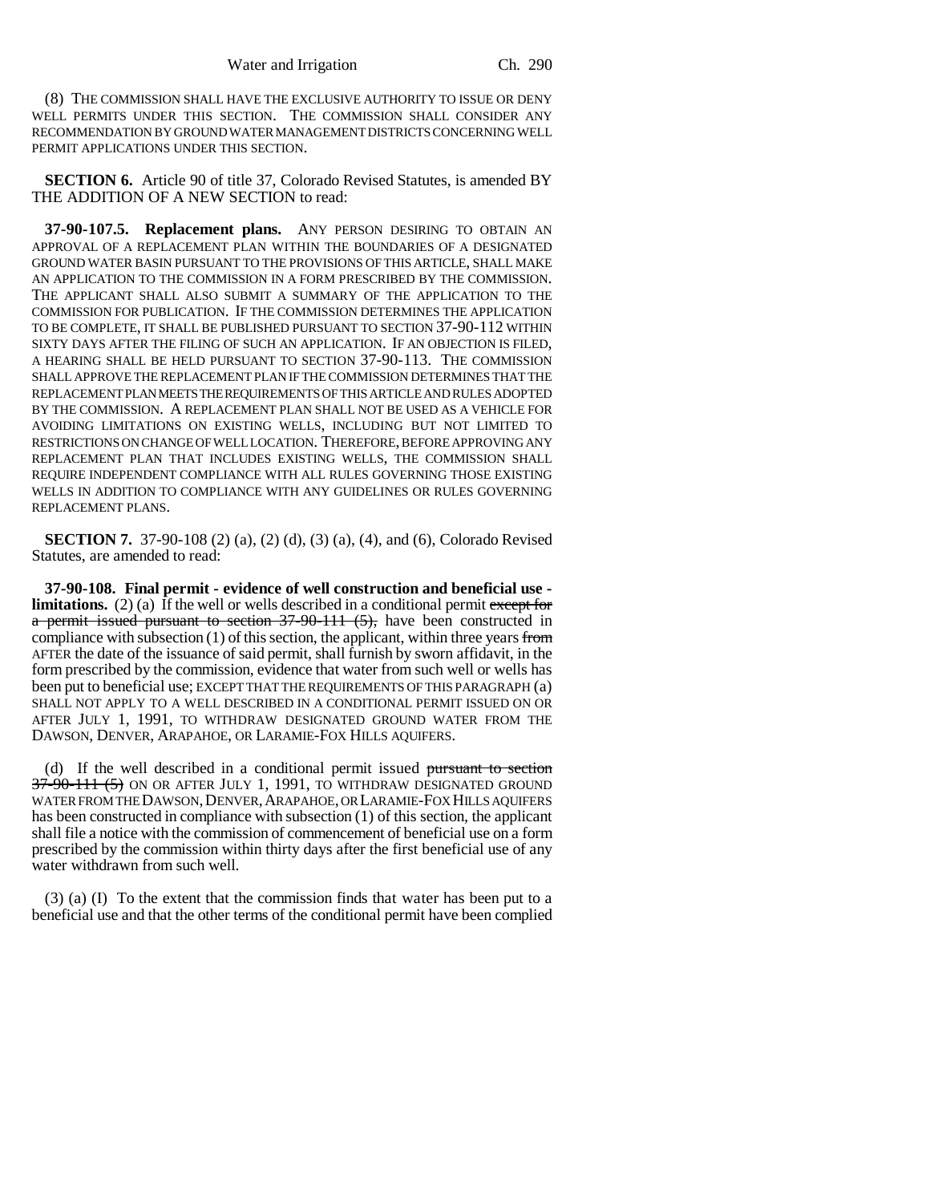(8) THE COMMISSION SHALL HAVE THE EXCLUSIVE AUTHORITY TO ISSUE OR DENY WELL PERMITS UNDER THIS SECTION. THE COMMISSION SHALL CONSIDER ANY RECOMMENDATION BY GROUND WATER MANAGEMENT DISTRICTS CONCERNING WELL PERMIT APPLICATIONS UNDER THIS SECTION.

**SECTION 6.** Article 90 of title 37, Colorado Revised Statutes, is amended BY THE ADDITION OF A NEW SECTION to read:

**37-90-107.5. Replacement plans.** ANY PERSON DESIRING TO OBTAIN AN APPROVAL OF A REPLACEMENT PLAN WITHIN THE BOUNDARIES OF A DESIGNATED GROUND WATER BASIN PURSUANT TO THE PROVISIONS OF THIS ARTICLE, SHALL MAKE AN APPLICATION TO THE COMMISSION IN A FORM PRESCRIBED BY THE COMMISSION. THE APPLICANT SHALL ALSO SUBMIT A SUMMARY OF THE APPLICATION TO THE COMMISSION FOR PUBLICATION. IF THE COMMISSION DETERMINES THE APPLICATION TO BE COMPLETE, IT SHALL BE PUBLISHED PURSUANT TO SECTION 37-90-112 WITHIN SIXTY DAYS AFTER THE FILING OF SUCH AN APPLICATION. IF AN OBJECTION IS FILED, A HEARING SHALL BE HELD PURSUANT TO SECTION 37-90-113. THE COMMISSION SHALL APPROVE THE REPLACEMENT PLAN IF THE COMMISSION DETERMINES THAT THE REPLACEMENT PLAN MEETS THE REQUIREMENTS OF THIS ARTICLE AND RULES ADOPTED BY THE COMMISSION. A REPLACEMENT PLAN SHALL NOT BE USED AS A VEHICLE FOR AVOIDING LIMITATIONS ON EXISTING WELLS, INCLUDING BUT NOT LIMITED TO RESTRICTIONS ON CHANGE OF WELL LOCATION. THEREFORE, BEFORE APPROVING ANY REPLACEMENT PLAN THAT INCLUDES EXISTING WELLS, THE COMMISSION SHALL REQUIRE INDEPENDENT COMPLIANCE WITH ALL RULES GOVERNING THOSE EXISTING WELLS IN ADDITION TO COMPLIANCE WITH ANY GUIDELINES OR RULES GOVERNING REPLACEMENT PLANS.

**SECTION 7.** 37-90-108 (2) (a), (2) (d), (3) (a), (4), and (6), Colorado Revised Statutes, are amended to read:

**37-90-108. Final permit - evidence of well construction and beneficial use - limitations.** (2) (a) If the well or wells described in a conditional permit ~~except for a permit issued pursuant to section 37-90-111 (5),~~ have been constructed in compliance with subsection (1) of this section, the applicant, within three years ~~from~~ AFTER the date of the issuance of said permit, shall furnish by sworn affidavit, in the form prescribed by the commission, evidence that water from such well or wells has been put to beneficial use; EXCEPT THAT THE REQUIREMENTS OF THIS PARAGRAPH (a) SHALL NOT APPLY TO A WELL DESCRIBED IN A CONDITIONAL PERMIT ISSUED ON OR AFTER JULY 1, 1991, TO WITHDRAW DESIGNATED GROUND WATER FROM THE DAWSON, DENVER, ARAPAHOE, OR LARAMIE-FOX HILLS AQUIFERS.

(d) If the well described in a conditional permit issued ~~pursuant to section 37-90-111 (5)~~ ON OR AFTER JULY 1, 1991, TO WITHDRAW DESIGNATED GROUND WATER FROM THE DAWSON, DENVER, ARAPAHOE, OR LARAMIE-FOX HILLS AQUIFERS has been constructed in compliance with subsection (1) of this section, the applicant shall file a notice with the commission of commencement of beneficial use on a form prescribed by the commission within thirty days after the first beneficial use of any water withdrawn from such well.

(3) (a) (I) To the extent that the commission finds that water has been put to a beneficial use and that the other terms of the conditional permit have been complied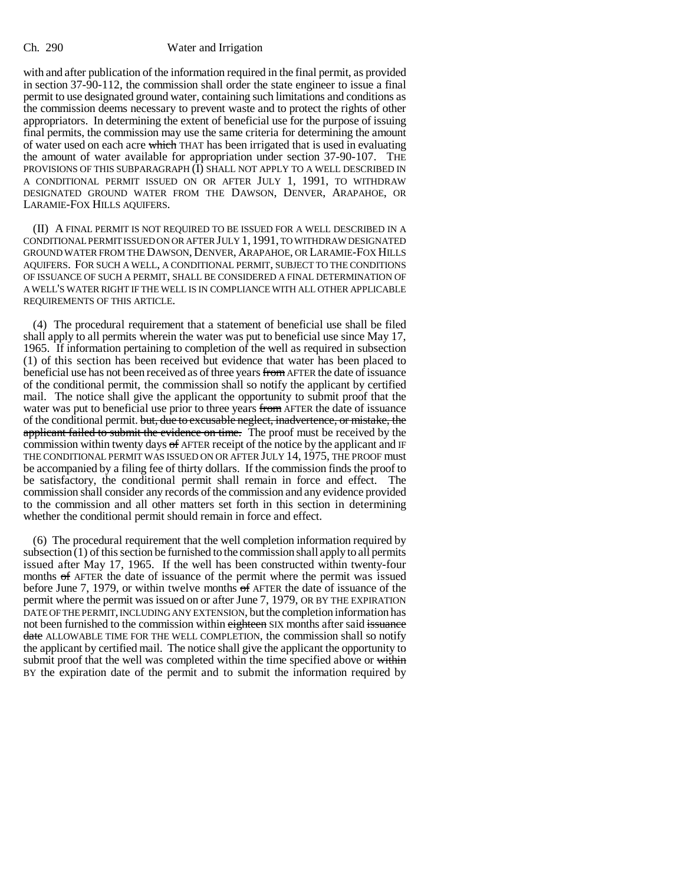with and after publication of the information required in the final permit, as provided in section 37-90-112, the commission shall order the state engineer to issue a final permit to use designated ground water, containing such limitations and conditions as the commission deems necessary to prevent waste and to protect the rights of other appropriators. In determining the extent of beneficial use for the purpose of issuing final permits, the commission may use the same criteria for determining the amount of water used on each acre ~~which~~ THAT has been irrigated that is used in evaluating the amount of water available for appropriation under section 37-90-107. THE PROVISIONS OF THIS SUBPARAGRAPH (I) SHALL NOT APPLY TO A WELL DESCRIBED IN A CONDITIONAL PERMIT ISSUED ON OR AFTER JULY 1, 1991, TO WITHDRAW DESIGNATED GROUND WATER FROM THE DAWSON, DENVER, ARAPAHOE, OR LARAMIE-FOX HILLS AQUIFERS.

(II) A FINAL PERMIT IS NOT REQUIRED TO BE ISSUED FOR A WELL DESCRIBED IN A CONDITIONAL PERMIT ISSUED ON OR AFTER JULY 1, 1991, TO WITHDRAW DESIGNATED GROUND WATER FROM THE DAWSON, DENVER, ARAPAHOE, OR LARAMIE-FOX HILLS AQUIFERS. FOR SUCH A WELL, A CONDITIONAL PERMIT, SUBJECT TO THE CONDITIONS OF ISSUANCE OF SUCH A PERMIT, SHALL BE CONSIDERED A FINAL DETERMINATION OF A WELL'S WATER RIGHT IF THE WELL IS IN COMPLIANCE WITH ALL OTHER APPLICABLE REQUIREMENTS OF THIS ARTICLE.

(4) The procedural requirement that a statement of beneficial use shall be filed shall apply to all permits wherein the water was put to beneficial use since May 17, 1965. If information pertaining to completion of the well as required in subsection (1) of this section has been received but evidence that water has been placed to beneficial use has not been received as of three years ~~from~~ AFTER the date of issuance of the conditional permit, the commission shall so notify the applicant by certified mail. The notice shall give the applicant the opportunity to submit proof that the water was put to beneficial use prior to three years ~~from~~ AFTER the date of issuance of the conditional permit. ~~but, due to excusable neglect, inadvertence, or mistake, the applicant failed to submit the evidence on time.~~ The proof must be received by the commission within twenty days ~~of~~ AFTER receipt of the notice by the applicant and IF THE CONDITIONAL PERMIT WAS ISSUED ON OR AFTER JULY 14, 1975, THE PROOF must be accompanied by a filing fee of thirty dollars. If the commission finds the proof to be satisfactory, the conditional permit shall remain in force and effect. The commission shall consider any records of the commission and any evidence provided to the commission and all other matters set forth in this section in determining whether the conditional permit should remain in force and effect.

(6) The procedural requirement that the well completion information required by subsection (1) of this section be furnished to the commission shall apply to all permits issued after May 17, 1965. If the well has been constructed within twenty-four months ~~of~~ AFTER the date of issuance of the permit where the permit was issued before June 7, 1979, or within twelve months ~~of~~ AFTER the date of issuance of the permit where the permit was issued on or after June 7, 1979, OR BY THE EXPIRATION DATE OF THE PERMIT, INCLUDING ANY EXTENSION, but the completion information has not been furnished to the commission within ~~eighteen~~ SIX months after said ~~issuance date~~ ALLOWABLE TIME FOR THE WELL COMPLETION, the commission shall so notify the applicant by certified mail. The notice shall give the applicant the opportunity to submit proof that the well was completed within the time specified above or ~~within~~ BY the expiration date of the permit and to submit the information required by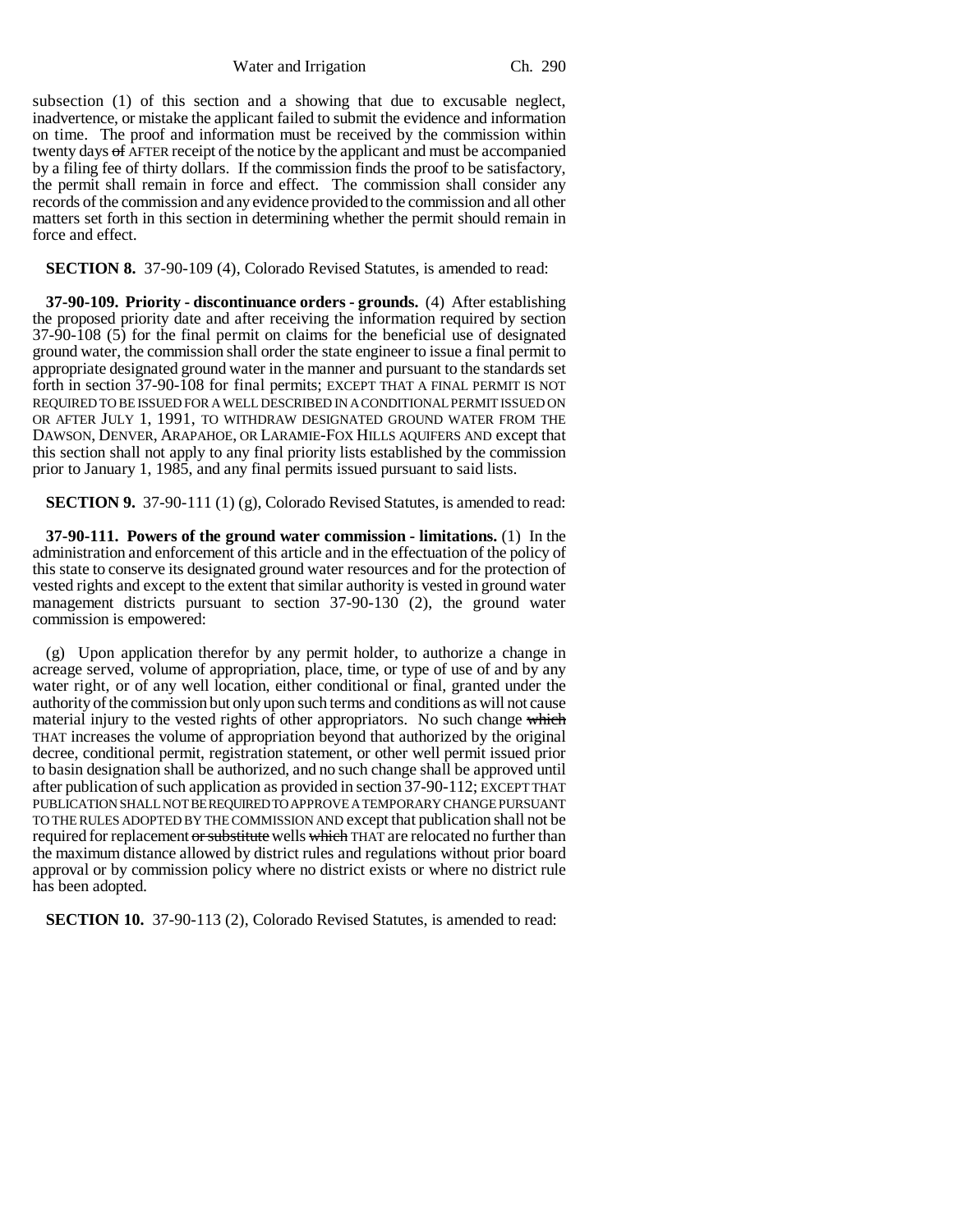subsection (1) of this section and a showing that due to excusable neglect, inadvertence, or mistake the applicant failed to submit the evidence and information on time. The proof and information must be received by the commission within twenty days ~~of~~ AFTER receipt of the notice by the applicant and must be accompanied by a filing fee of thirty dollars. If the commission finds the proof to be satisfactory, the permit shall remain in force and effect. The commission shall consider any records of the commission and any evidence provided to the commission and all other matters set forth in this section in determining whether the permit should remain in force and effect.

**SECTION 8.** 37-90-109 (4), Colorado Revised Statutes, is amended to read:

**37-90-109. Priority - discontinuance orders - grounds.** (4) After establishing the proposed priority date and after receiving the information required by section 37-90-108 (5) for the final permit on claims for the beneficial use of designated ground water, the commission shall order the state engineer to issue a final permit to appropriate designated ground water in the manner and pursuant to the standards set forth in section 37-90-108 for final permits; EXCEPT THAT A FINAL PERMIT IS NOT REQUIRED TO BE ISSUED FOR A WELL DESCRIBED IN A CONDITIONAL PERMIT ISSUED ON OR AFTER JULY 1, 1991, TO WITHDRAW DESIGNATED GROUND WATER FROM THE DAWSON, DENVER, ARAPAHOE, OR LARAMIE-FOX HILLS AQUIFERS AND except that this section shall not apply to any final priority lists established by the commission prior to January 1, 1985, and any final permits issued pursuant to said lists.

**SECTION 9.** 37-90-111 (1) (g), Colorado Revised Statutes, is amended to read:

**37-90-111. Powers of the ground water commission - limitations.** (1) In the administration and enforcement of this article and in the effectuation of the policy of this state to conserve its designated ground water resources and for the protection of vested rights and except to the extent that similar authority is vested in ground water management districts pursuant to section 37-90-130 (2), the ground water commission is empowered:

(g) Upon application therefor by any permit holder, to authorize a change in acreage served, volume of appropriation, place, time, or type of use of and by any water right, or of any well location, either conditional or final, granted under the authority of the commission but only upon such terms and conditions as will not cause material injury to the vested rights of other appropriators. No such change ~~which~~ THAT increases the volume of appropriation beyond that authorized by the original decree, conditional permit, registration statement, or other well permit issued prior to basin designation shall be authorized, and no such change shall be approved until after publication of such application as provided in section 37-90-112; EXCEPT THAT PUBLICATION SHALL NOT BE REQUIRED TO APPROVE A TEMPORARY CHANGE PURSUANT TO THE RULES ADOPTED BY THE COMMISSION AND except that publication shall not be required for replacement ~~or substitute~~ wells ~~which~~ THAT are relocated no further than the maximum distance allowed by district rules and regulations without prior board approval or by commission policy where no district exists or where no district rule has been adopted.

**SECTION 10.** 37-90-113 (2), Colorado Revised Statutes, is amended to read: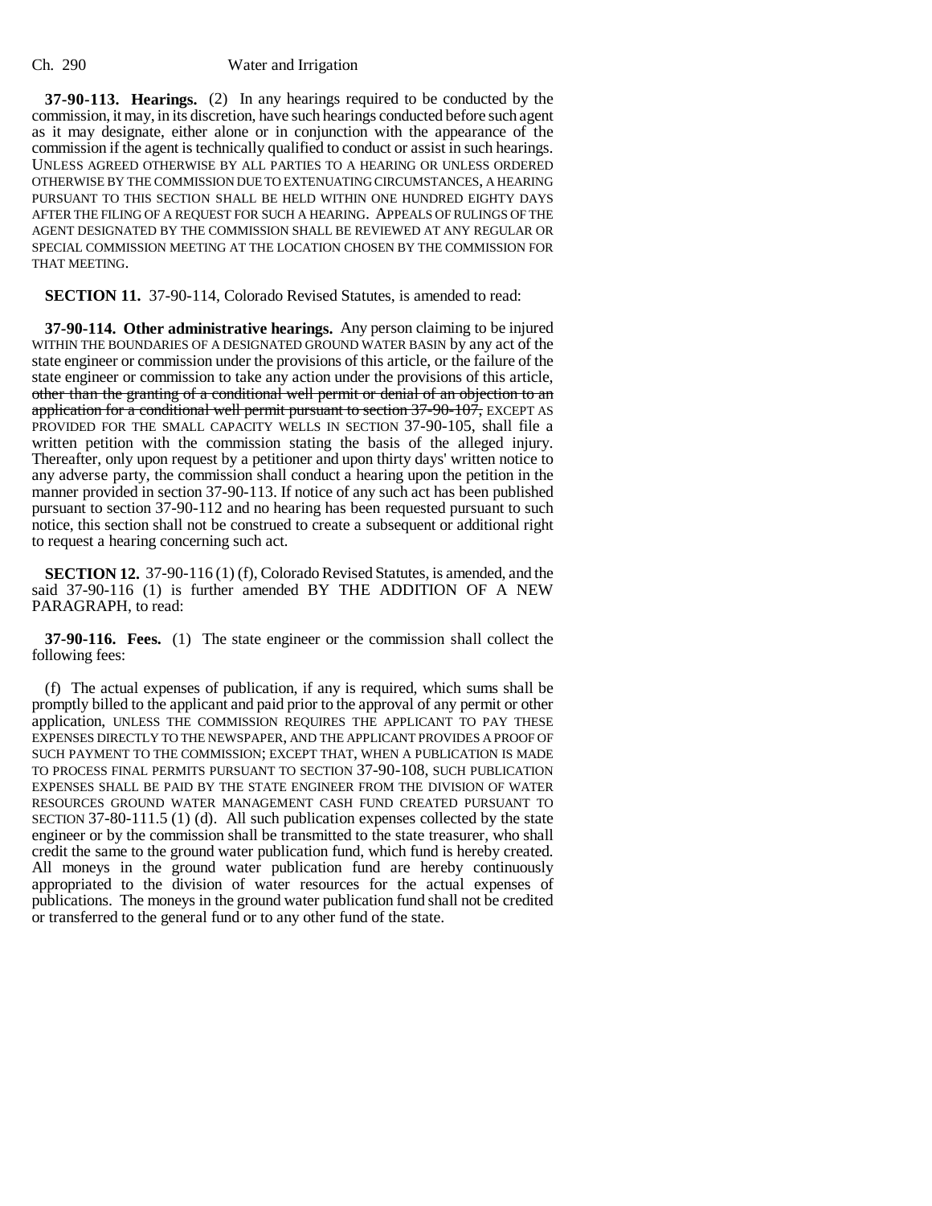**37-90-113. Hearings.** (2) In any hearings required to be conducted by the commission, it may, in its discretion, have such hearings conducted before such agent as it may designate, either alone or in conjunction with the appearance of the commission if the agent is technically qualified to conduct or assist in such hearings. UNLESS AGREED OTHERWISE BY ALL PARTIES TO A HEARING OR UNLESS ORDERED OTHERWISE BY THE COMMISSION DUE TO EXTENUATING CIRCUMSTANCES, A HEARING PURSUANT TO THIS SECTION SHALL BE HELD WITHIN ONE HUNDRED EIGHTY DAYS AFTER THE FILING OF A REQUEST FOR SUCH A HEARING. APPEALS OF RULINGS OF THE AGENT DESIGNATED BY THE COMMISSION SHALL BE REVIEWED AT ANY REGULAR OR SPECIAL COMMISSION MEETING AT THE LOCATION CHOSEN BY THE COMMISSION FOR THAT MEETING.

**SECTION 11.** 37-90-114, Colorado Revised Statutes, is amended to read:

**37-90-114. Other administrative hearings.** Any person claiming to be injured WITHIN THE BOUNDARIES OF A DESIGNATED GROUND WATER BASIN by any act of the state engineer or commission under the provisions of this article, or the failure of the state engineer or commission to take any action under the provisions of this article, ~~other than the granting of a conditional well permit or denial of an objection to an application for a conditional well permit pursuant to section 37-90-107,~~ EXCEPT AS PROVIDED FOR THE SMALL CAPACITY WELLS IN SECTION 37-90-105, shall file a written petition with the commission stating the basis of the alleged injury. Thereafter, only upon request by a petitioner and upon thirty days' written notice to any adverse party, the commission shall conduct a hearing upon the petition in the manner provided in section 37-90-113. If notice of any such act has been published pursuant to section 37-90-112 and no hearing has been requested pursuant to such notice, this section shall not be construed to create a subsequent or additional right to request a hearing concerning such act.

**SECTION 12.** 37-90-116 (1) (f), Colorado Revised Statutes, is amended, and the said 37-90-116 (1) is further amended BY THE ADDITION OF A NEW PARAGRAPH, to read:

**37-90-116. Fees.** (1) The state engineer or the commission shall collect the following fees:

(f) The actual expenses of publication, if any is required, which sums shall be promptly billed to the applicant and paid prior to the approval of any permit or other application, UNLESS THE COMMISSION REQUIRES THE APPLICANT TO PAY THESE EXPENSES DIRECTLY TO THE NEWSPAPER, AND THE APPLICANT PROVIDES A PROOF OF SUCH PAYMENT TO THE COMMISSION; EXCEPT THAT, WHEN A PUBLICATION IS MADE TO PROCESS FINAL PERMITS PURSUANT TO SECTION 37-90-108, SUCH PUBLICATION EXPENSES SHALL BE PAID BY THE STATE ENGINEER FROM THE DIVISION OF WATER RESOURCES GROUND WATER MANAGEMENT CASH FUND CREATED PURSUANT TO SECTION 37-80-111.5 (1) (d). All such publication expenses collected by the state engineer or by the commission shall be transmitted to the state treasurer, who shall credit the same to the ground water publication fund, which fund is hereby created. All moneys in the ground water publication fund are hereby continuously appropriated to the division of water resources for the actual expenses of publications. The moneys in the ground water publication fund shall not be credited or transferred to the general fund or to any other fund of the state.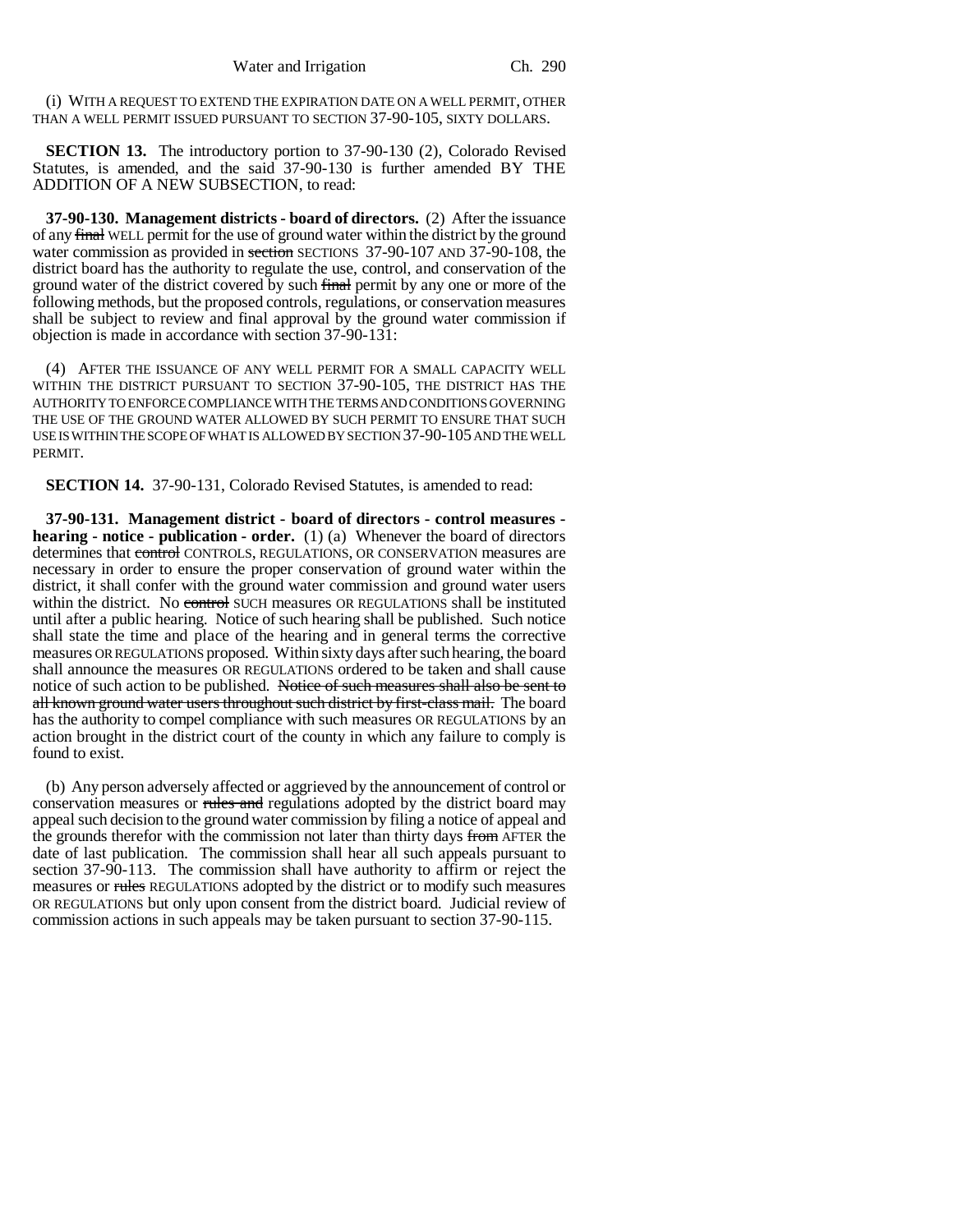(i) WITH A REQUEST TO EXTEND THE EXPIRATION DATE ON A WELL PERMIT, OTHER THAN A WELL PERMIT ISSUED PURSUANT TO SECTION 37-90-105, SIXTY DOLLARS.

**SECTION 13.** The introductory portion to 37-90-130 (2), Colorado Revised Statutes, is amended, and the said 37-90-130 is further amended BY THE ADDITION OF A NEW SUBSECTION, to read:

**37-90-130. Management districts - board of directors.** (2) After the issuance of any ~~final~~ WELL permit for the use of ground water within the district by the ground water commission as provided in ~~section~~ SECTIONS 37-90-107 AND 37-90-108, the district board has the authority to regulate the use, control, and conservation of the ground water of the district covered by such ~~final~~ permit by any one or more of the following methods, but the proposed controls, regulations, or conservation measures shall be subject to review and final approval by the ground water commission if objection is made in accordance with section 37-90-131:

(4) AFTER THE ISSUANCE OF ANY WELL PERMIT FOR A SMALL CAPACITY WELL WITHIN THE DISTRICT PURSUANT TO SECTION 37-90-105, THE DISTRICT HAS THE AUTHORITY TO ENFORCE COMPLIANCE WITH THE TERMS AND CONDITIONS GOVERNING THE USE OF THE GROUND WATER ALLOWED BY SUCH PERMIT TO ENSURE THAT SUCH USE IS WITHIN THE SCOPE OF WHAT IS ALLOWED BY SECTION 37-90-105 AND THE WELL PERMIT.

**SECTION 14.** 37-90-131, Colorado Revised Statutes, is amended to read:

**37-90-131. Management district - board of directors - control measures - hearing - notice - publication - order.** (1) (a) Whenever the board of directors determines that ~~control~~ CONTROLS, REGULATIONS, OR CONSERVATION measures are necessary in order to ensure the proper conservation of ground water within the district, it shall confer with the ground water commission and ground water users within the district. No ~~control~~ SUCH measures OR REGULATIONS shall be instituted until after a public hearing. Notice of such hearing shall be published. Such notice shall state the time and place of the hearing and in general terms the corrective measures OR REGULATIONS proposed. Within sixty days after such hearing, the board shall announce the measures OR REGULATIONS ordered to be taken and shall cause notice of such action to be published. ~~Notice of such measures shall also be sent to all known ground water users throughout such district by first-class mail.~~ The board has the authority to compel compliance with such measures OR REGULATIONS by an action brought in the district court of the county in which any failure to comply is found to exist.

(b) Any person adversely affected or aggrieved by the announcement of control or conservation measures or ~~rules and~~ regulations adopted by the district board may appeal such decision to the ground water commission by filing a notice of appeal and the grounds therefor with the commission not later than thirty days ~~from~~ AFTER the date of last publication. The commission shall hear all such appeals pursuant to section 37-90-113. The commission shall have authority to affirm or reject the measures or ~~rules~~ REGULATIONS adopted by the district or to modify such measures OR REGULATIONS but only upon consent from the district board. Judicial review of commission actions in such appeals may be taken pursuant to section 37-90-115.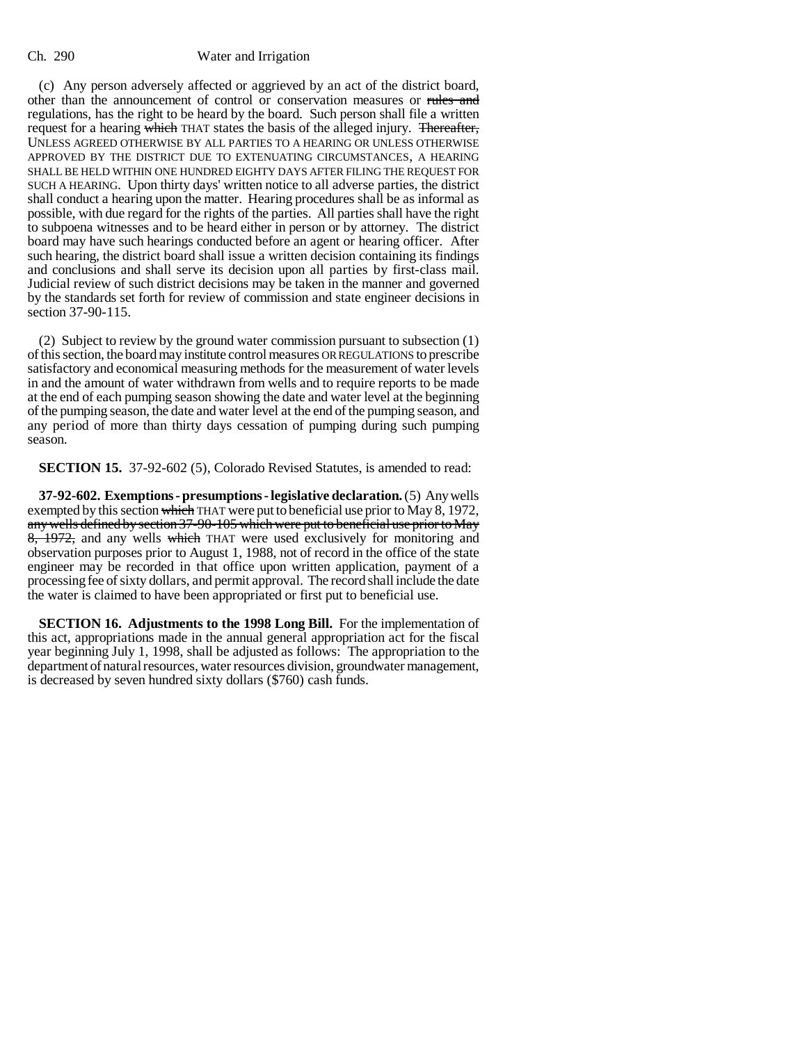(c) Any person adversely affected or aggrieved by an act of the district board, other than the announcement of control or conservation measures or ~~rules and~~ regulations, has the right to be heard by the board. Such person shall file a written request for a hearing ~~which~~ THAT states the basis of the alleged injury. ~~Thereafter,~~ UNLESS AGREED OTHERWISE BY ALL PARTIES TO A HEARING OR UNLESS OTHERWISE APPROVED BY THE DISTRICT DUE TO EXTENUATING CIRCUMSTANCES, A HEARING SHALL BE HELD WITHIN ONE HUNDRED EIGHTY DAYS AFTER FILING THE REQUEST FOR SUCH A HEARING. Upon thirty days' written notice to all adverse parties, the district shall conduct a hearing upon the matter. Hearing procedures shall be as informal as possible, with due regard for the rights of the parties. All parties shall have the right to subpoena witnesses and to be heard either in person or by attorney. The district board may have such hearings conducted before an agent or hearing officer. After such hearing, the district board shall issue a written decision containing its findings and conclusions and shall serve its decision upon all parties by first-class mail. Judicial review of such district decisions may be taken in the manner and governed by the standards set forth for review of commission and state engineer decisions in section 37-90-115.

(2) Subject to review by the ground water commission pursuant to subsection (1) of this section, the board may institute control measures OR REGULATIONS to prescribe satisfactory and economical measuring methods for the measurement of water levels in and the amount of water withdrawn from wells and to require reports to be made at the end of each pumping season showing the date and water level at the beginning of the pumping season, the date and water level at the end of the pumping season, and any period of more than thirty days cessation of pumping during such pumping season.

**SECTION 15.** 37-92-602 (5), Colorado Revised Statutes, is amended to read:

**37-92-602. Exemptions - presumptions - legislative declaration.** (5) Any wells exempted by this section ~~which~~ THAT were put to beneficial use prior to May 8, 1972, ~~any wells defined by section 37-90-105 which were put to beneficial use prior to May 8, 1972,~~ and any wells ~~which~~ THAT were used exclusively for monitoring and observation purposes prior to August 1, 1988, not of record in the office of the state engineer may be recorded in that office upon written application, payment of a processing fee of sixty dollars, and permit approval. The record shall include the date the water is claimed to have been appropriated or first put to beneficial use.

**SECTION 16. Adjustments to the 1998 Long Bill.** For the implementation of this act, appropriations made in the annual general appropriation act for the fiscal year beginning July 1, 1998, shall be adjusted as follows: The appropriation to the department of natural resources, water resources division, groundwater management, is decreased by seven hundred sixty dollars ($760) cash funds.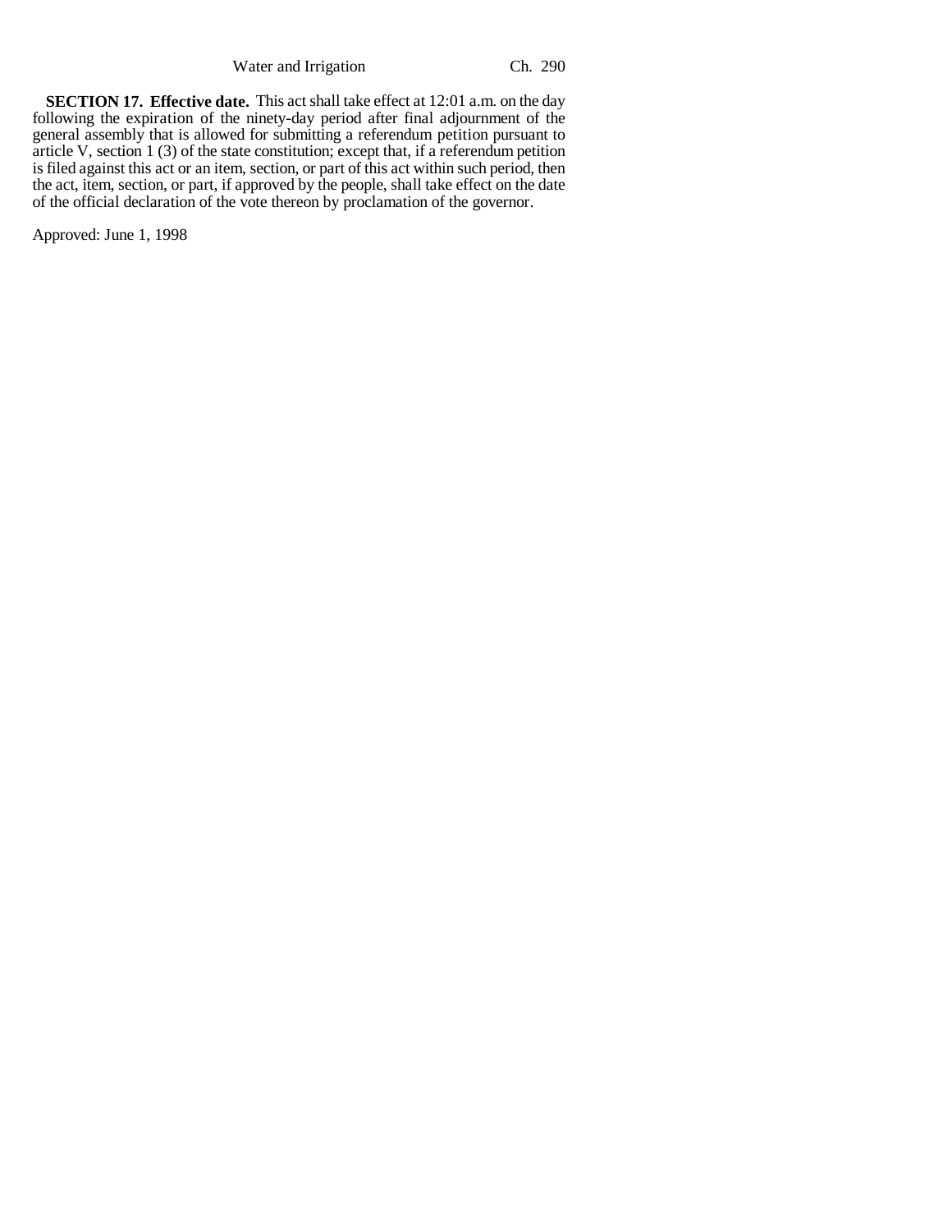**SECTION 17. Effective date.** This act shall take effect at 12:01 a.m. on the day following the expiration of the ninety-day period after final adjournment of the general assembly that is allowed for submitting a referendum petition pursuant to article V, section 1 (3) of the state constitution; except that, if a referendum petition is filed against this act or an item, section, or part of this act within such period, then the act, item, section, or part, if approved by the people, shall take effect on the date of the official declaration of the vote thereon by proclamation of the governor.

Approved: June 1, 1998